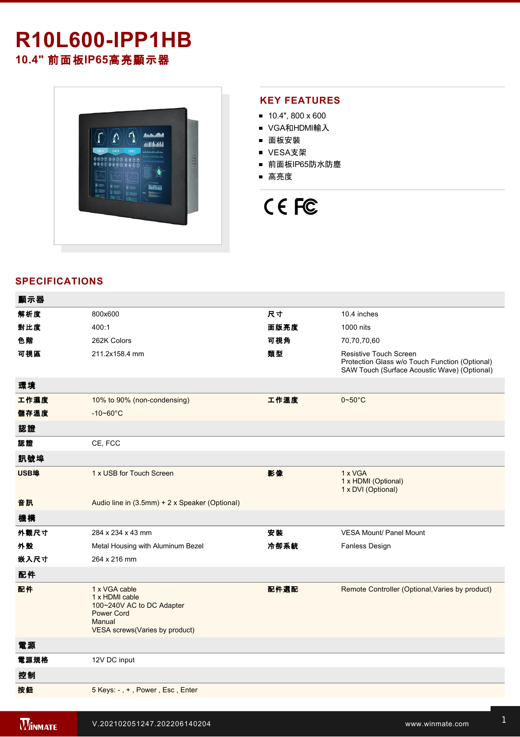# R10L600-IPP1HB

## 10.4" 前面板IP65高亮顯示器

## KEY FEATURES

- 10.4", 800 x 600
- VGA和HDMI輸入
- 面板安裝
- VESA支架
- 前面板IP65防水防塵
- 高亮度

## SPECIFICATIONS

| 顯示器 | | | |
|---|---|---|---|
| 解析度 | 800x600 | 尺寸 | 10.4 inches |
| 對比度 | 400:1 | 面版亮度 | 1000 nits |
| 色階 | 262K Colors | 可視角 | 70,70,70,60 |
| 可視區 | 211.2x158.4 mm | 類型 | Resistive Touch Screen<br>Protection Glass w/o Touch Function (Optional)<br>SAW Touch (Surface Acoustic Wave) (Optional) |
| **環境** | | | |
| 工作濕度 | 10% to 90% (non-condensing) | 工作溫度 | 0~50°C |
| 儲存溫度 | -10~60°C | | |
| **認證** | | | |
| 認證 | CE, FCC | | |
| **訊號埠** | | | |
| USB埠 | 1 x USB for Touch Screen | 影像 | 1 x VGA<br>1 x HDMI (Optional)<br>1 x DVI (Optional) |
| 音訊 | Audio line in (3.5mm) + 2 x Speaker (Optional) | | |
| **機構** | | | |
| 外觀尺寸 | 284 x 234 x 43 mm | 安裝 | VESA Mount/ Panel Mount |
| 外殼 | Metal Housing with Aluminum Bezel | 冷卻系統 | Fanless Design |
| 嵌入尺寸 | 264 x 216 mm | | |
| **配件** | | | |
| 配件 | 1 x VGA cable<br>1 x HDMI cable<br>100~240V AC to DC Adapter<br>Power Cord<br>Manual<br>VESA screws(Varies by product) | 配件選配 | Remote Controller (Optional,Varies by product) |
| **電源** | | | |
| 電源規格 | 12V DC input | | |
| **控制** | | | |
| 按鈕 | 5 Keys: - , + , Power , Esc , Enter | | |

V.202102051247.202206140204

www.winmate.com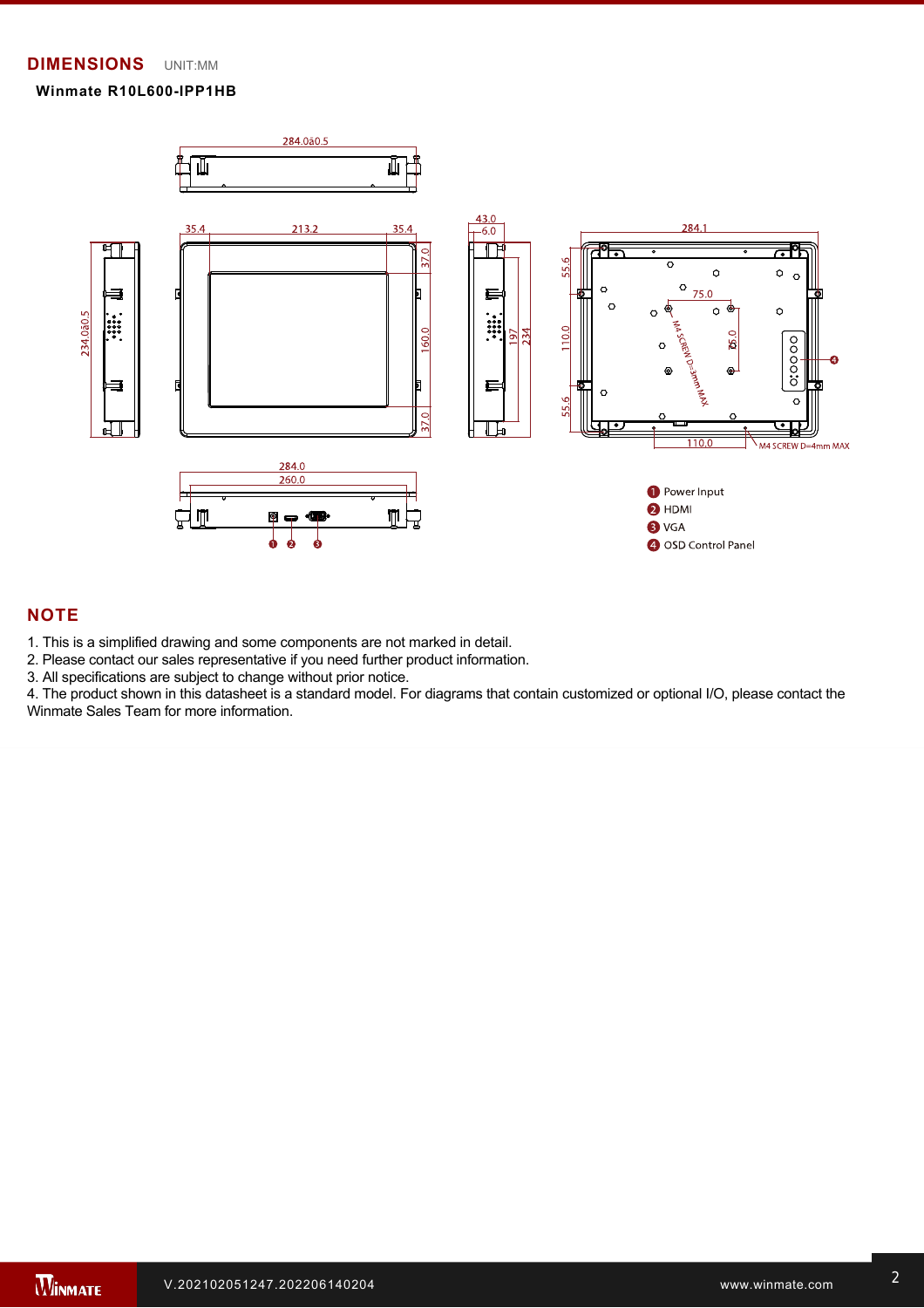## DIMENSIONS UNIT:MM

**Winmate R10L600-IPP1HB**

284.0ã0.5

35.4 213.2 35.4

43.0

6.0

284.1

234.0ã0.5

37.0

160.0

37.0

197

234

55.6

110.0

55.6

75.0

75.0

M4 SCREW D=3mm MAX

110.0

M4 SCREW D=4mm MAX

284.0

260.0

1 Power Input

2 HDMI

3 VGA

4 OSD Control Panel

## NOTE

1. This is a simplified drawing and some components are not marked in detail.
2. Please contact our sales representative if you need further product information.
3. All specifications are subject to change without prior notice.
4. The product shown in this datasheet is a standard model. For diagrams that contain customized or optional I/O, please contact the Winmate Sales Team for more information.

V.202102051247.202206140204

www.winmate.com